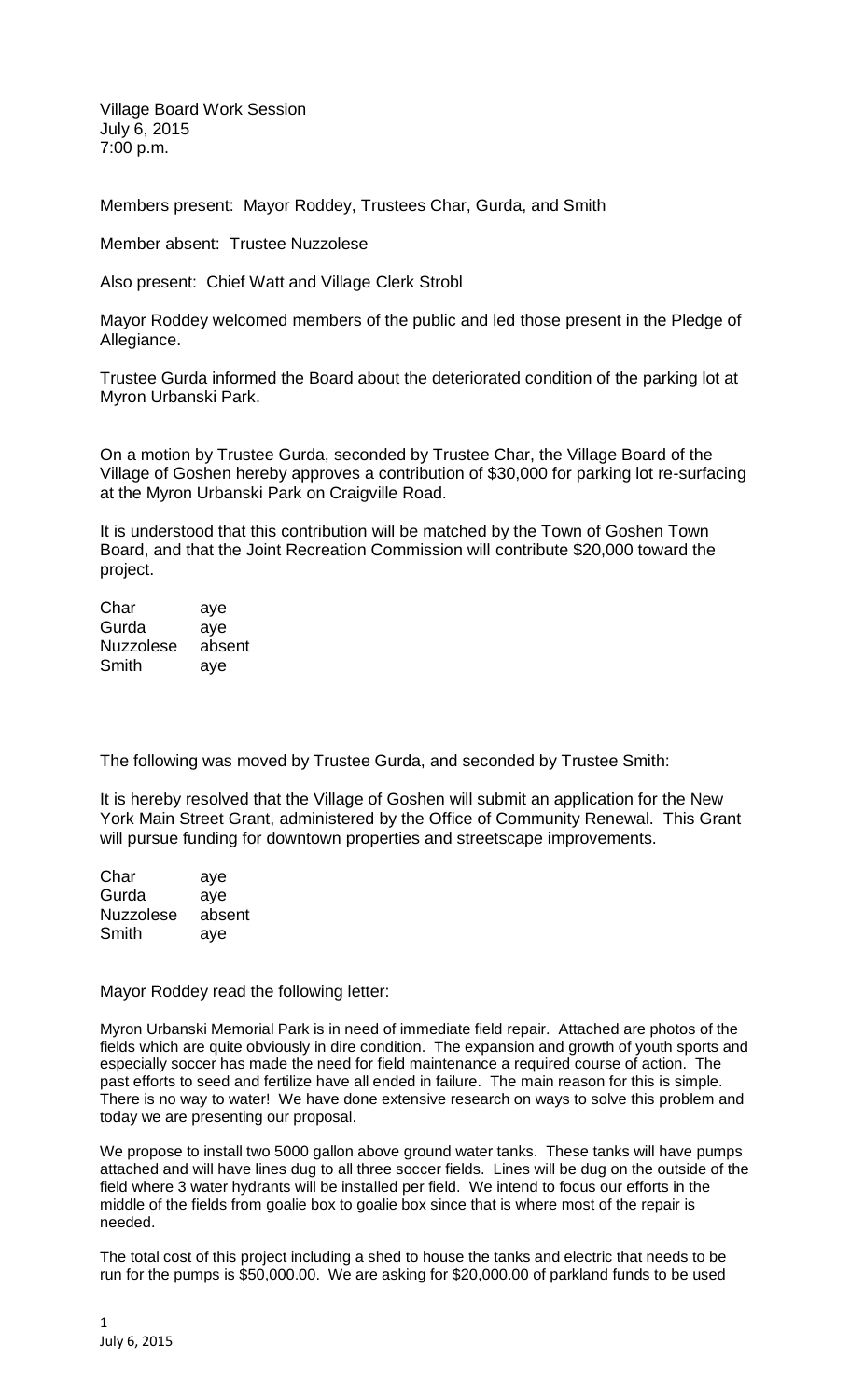Village Board Work Session
July 6, 2015
7:00 p.m.

Members present: Mayor Roddey, Trustees Char, Gurda, and Smith

Member absent: Trustee Nuzzolese

Also present: Chief Watt and Village Clerk Strobl

Mayor Roddey welcomed members of the public and led those present in the Pledge of Allegiance.

Trustee Gurda informed the Board about the deteriorated condition of the parking lot at Myron Urbanski Park.

On a motion by Trustee Gurda, seconded by Trustee Char, the Village Board of the Village of Goshen hereby approves a contribution of $30,000 for parking lot re-surfacing at the Myron Urbanski Park on Craigville Road.

It is understood that this contribution will be matched by the Town of Goshen Town Board, and that the Joint Recreation Commission will contribute $20,000 toward the project.

| | |
|---|---|
| Char | aye |
| Gurda | aye |
| Nuzzolese | absent |
| Smith | aye |

The following was moved by Trustee Gurda, and seconded by Trustee Smith:

It is hereby resolved that the Village of Goshen will submit an application for the New York Main Street Grant, administered by the Office of Community Renewal. This Grant will pursue funding for downtown properties and streetscape improvements.

| | |
|---|---|
| Char | aye |
| Gurda | aye |
| Nuzzolese | absent |
| Smith | aye |

Mayor Roddey read the following letter:

Myron Urbanski Memorial Park is in need of immediate field repair. Attached are photos of the fields which are quite obviously in dire condition. The expansion and growth of youth sports and especially soccer has made the need for field maintenance a required course of action. The past efforts to seed and fertilize have all ended in failure. The main reason for this is simple. There is no way to water! We have done extensive research on ways to solve this problem and today we are presenting our proposal.

We propose to install two 5000 gallon above ground water tanks. These tanks will have pumps attached and will have lines dug to all three soccer fields. Lines will be dug on the outside of the field where 3 water hydrants will be installed per field. We intend to focus our efforts in the middle of the fields from goalie box to goalie box since that is where most of the repair is needed.

The total cost of this project including a shed to house the tanks and electric that needs to be run for the pumps is $50,000.00. We are asking for $20,000.00 of parkland funds to be used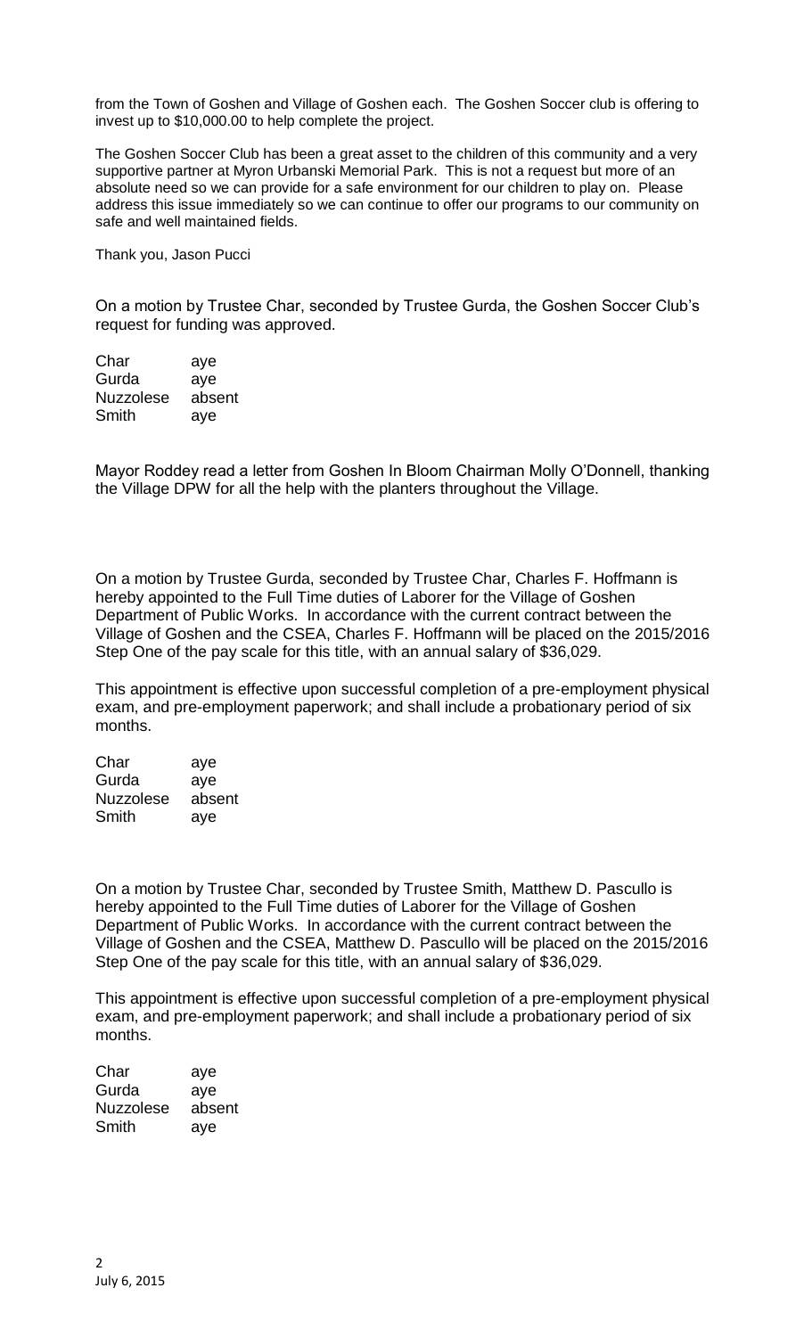from the Town of Goshen and Village of Goshen each. The Goshen Soccer club is offering to invest up to $10,000.00 to help complete the project.

The Goshen Soccer Club has been a great asset to the children of this community and a very supportive partner at Myron Urbanski Memorial Park. This is not a request but more of an absolute need so we can provide for a safe environment for our children to play on. Please address this issue immediately so we can continue to offer our programs to our community on safe and well maintained fields.

Thank you, Jason Pucci

On a motion by Trustee Char, seconded by Trustee Gurda, the Goshen Soccer Club's request for funding was approved.

| | |
|---|---|
| Char | aye |
| Gurda | aye |
| Nuzzolese | absent |
| Smith | aye |

Mayor Roddey read a letter from Goshen In Bloom Chairman Molly O'Donnell, thanking the Village DPW for all the help with the planters throughout the Village.

On a motion by Trustee Gurda, seconded by Trustee Char, Charles F. Hoffmann is hereby appointed to the Full Time duties of Laborer for the Village of Goshen Department of Public Works. In accordance with the current contract between the Village of Goshen and the CSEA, Charles F. Hoffmann will be placed on the 2015/2016 Step One of the pay scale for this title, with an annual salary of $36,029.

This appointment is effective upon successful completion of a pre-employment physical exam, and pre-employment paperwork; and shall include a probationary period of six months.

| | |
|---|---|
| Char | aye |
| Gurda | aye |
| Nuzzolese | absent |
| Smith | aye |

On a motion by Trustee Char, seconded by Trustee Smith, Matthew D. Pascullo is hereby appointed to the Full Time duties of Laborer for the Village of Goshen Department of Public Works. In accordance with the current contract between the Village of Goshen and the CSEA, Matthew D. Pascullo will be placed on the 2015/2016 Step One of the pay scale for this title, with an annual salary of $36,029.

This appointment is effective upon successful completion of a pre-employment physical exam, and pre-employment paperwork; and shall include a probationary period of six months.

| | |
|---|---|
| Char | aye |
| Gurda | aye |
| Nuzzolese | absent |
| Smith | aye |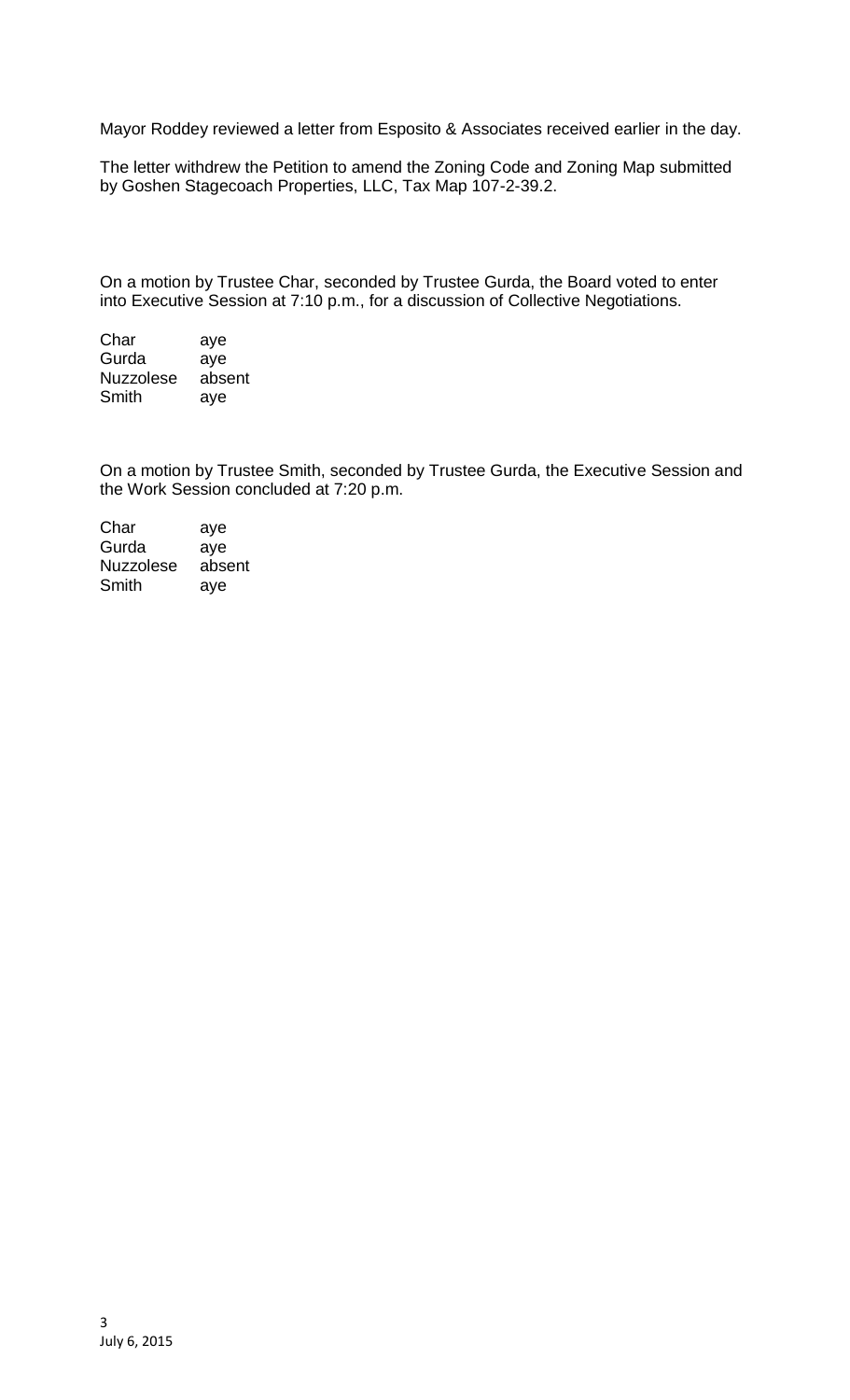Mayor Roddey reviewed a letter from Esposito & Associates received earlier in the day.

The letter withdrew the Petition to amend the Zoning Code and Zoning Map submitted by Goshen Stagecoach Properties, LLC, Tax Map 107-2-39.2.

On a motion by Trustee Char, seconded by Trustee Gurda, the Board voted to enter into Executive Session at 7:10 p.m., for a discussion of Collective Negotiations.

| | |
|---|---|
| Char | aye |
| Gurda | aye |
| Nuzzolese | absent |
| Smith | aye |

On a motion by Trustee Smith, seconded by Trustee Gurda, the Executive Session and the Work Session concluded at 7:20 p.m.

| | |
|---|---|
| Char | aye |
| Gurda | aye |
| Nuzzolese | absent |
| Smith | aye |